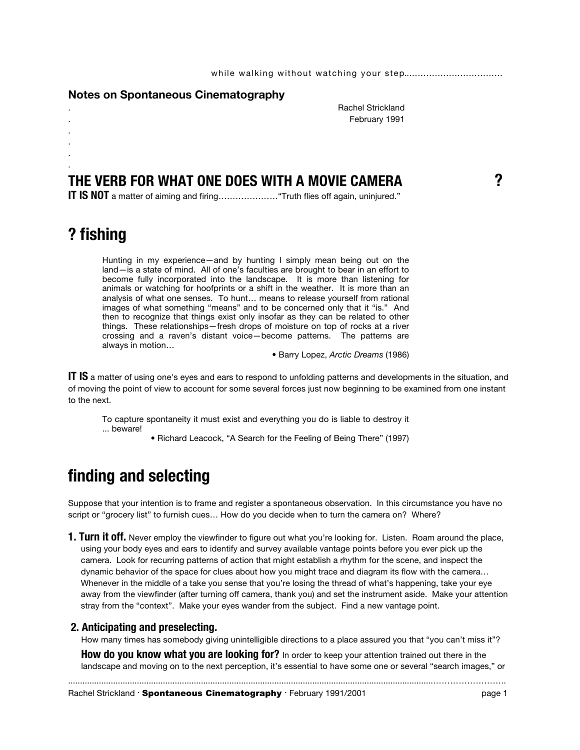while walking without watching your step..................................

## Notes on Spontaneous Cinematography

Rachel Strickland
February 1991

# THE VERB FOR WHAT ONE DOES WITH A MOVIE CAMERA ?

**IT IS NOT** a matter of aiming and firing…………………"Truth flies off again, uninjured."

# ? fishing

> Hunting in my experience—and by hunting I simply mean being out on the land—is a state of mind. All of one's faculties are brought to bear in an effort to become fully incorporated into the landscape. It is more than listening for animals or watching for hoofprints or a shift in the weather. It is more than an analysis of what one senses. To hunt… means to release yourself from rational images of what something "means" and to be concerned only that it "is." And then to recognize that things exist only insofar as they can be related to other things. These relationships—fresh drops of moisture on top of rocks at a river crossing and a raven's distant voice—become patterns. The patterns are always in motion…
>
> • Barry Lopez, *Arctic Dreams* (1986)

**IT IS** a matter of using one's eyes and ears to respond to unfolding patterns and developments in the situation, and of moving the point of view to account for some several forces just now beginning to be examined from one instant to the next.

> To capture spontaneity it must exist and everything you do is liable to destroy it ... beware!
>
> • Richard Leacock, "A Search for the Feeling of Being There" (1997)

# finding and selecting

Suppose that your intention is to frame and register a spontaneous observation. In this circumstance you have no script or "grocery list" to furnish cues… How do you decide when to turn the camera on? Where?

**1. Turn it off.** Never employ the viewfinder to figure out what you're looking for. Listen. Roam around the place, using your body eyes and ears to identify and survey available vantage points before you ever pick up the camera. Look for recurring patterns of action that might establish a rhythm for the scene, and inspect the dynamic behavior of the space for clues about how you might trace and diagram its flow with the camera… Whenever in the middle of a take you sense that you're losing the thread of what's happening, take your eye away from the viewfinder (after turning off camera, thank you) and set the instrument aside. Make your attention stray from the "context". Make your eyes wander from the subject. Find a new vantage point.

**2. Anticipating and preselecting.**
How many times has somebody giving unintelligible directions to a place assured you that "you can't miss it"?

**How do you know what you are looking for?** In order to keep your attention trained out there in the landscape and moving on to the next perception, it's essential to have some one or several "search images," or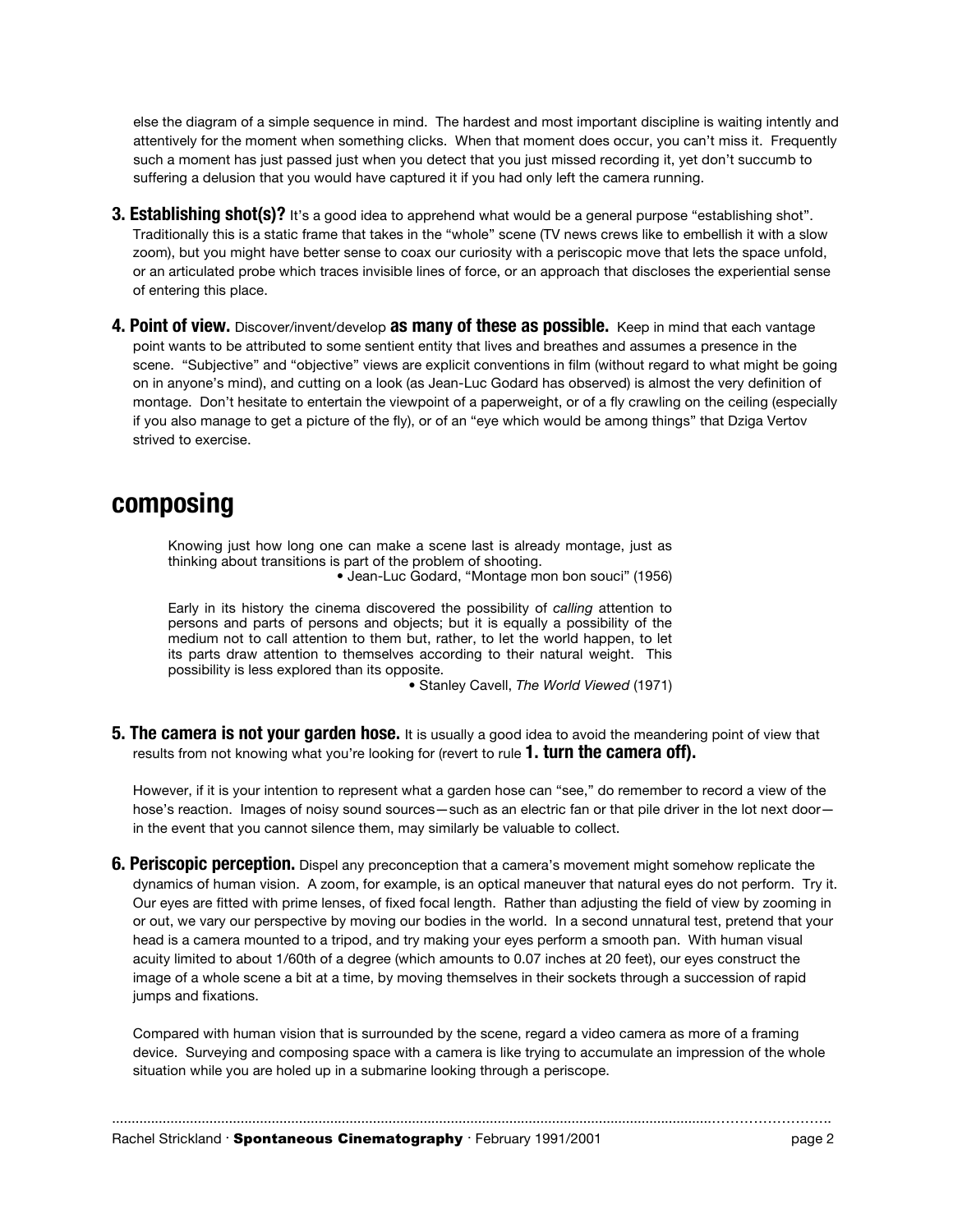else the diagram of a simple sequence in mind. The hardest and most important discipline is waiting intently and attentively for the moment when something clicks. When that moment does occur, you can't miss it. Frequently such a moment has just passed just when you detect that you just missed recording it, yet don't succumb to suffering a delusion that you would have captured it if you had only left the camera running.

**3. Establishing shot(s)?** It's a good idea to apprehend what would be a general purpose "establishing shot". Traditionally this is a static frame that takes in the "whole" scene (TV news crews like to embellish it with a slow zoom), but you might have better sense to coax our curiosity with a periscopic move that lets the space unfold, or an articulated probe which traces invisible lines of force, or an approach that discloses the experiential sense of entering this place.

**4. Point of view.** Discover/invent/develop **as many of these as possible.** Keep in mind that each vantage point wants to be attributed to some sentient entity that lives and breathes and assumes a presence in the scene. "Subjective" and "objective" views are explicit conventions in film (without regard to what might be going on in anyone's mind), and cutting on a look (as Jean-Luc Godard has observed) is almost the very definition of montage. Don't hesitate to entertain the viewpoint of a paperweight, or of a fly crawling on the ceiling (especially if you also manage to get a picture of the fly), or of an "eye which would be among things" that Dziga Vertov strived to exercise.

## composing

> Knowing just how long one can make a scene last is already montage, just as thinking about transitions is part of the problem of shooting.
>
> • Jean-Luc Godard, "Montage mon bon souci" (1956)

> Early in its history the cinema discovered the possibility of *calling* attention to persons and parts of persons and objects; but it is equally a possibility of the medium not to call attention to them but, rather, to let the world happen, to let its parts draw attention to themselves according to their natural weight. This possibility is less explored than its opposite.
>
> • Stanley Cavell, *The World Viewed* (1971)

**5. The camera is not your garden hose.** It is usually a good idea to avoid the meandering point of view that results from not knowing what you're looking for (revert to rule **1. turn the camera off).**

However, if it is your intention to represent what a garden hose can "see," do remember to record a view of the hose's reaction. Images of noisy sound sources—such as an electric fan or that pile driver in the lot next door—in the event that you cannot silence them, may similarly be valuable to collect.

**6. Periscopic perception.** Dispel any preconception that a camera's movement might somehow replicate the dynamics of human vision. A zoom, for example, is an optical maneuver that natural eyes do not perform. Try it. Our eyes are fitted with prime lenses, of fixed focal length. Rather than adjusting the field of view by zooming in or out, we vary our perspective by moving our bodies in the world. In a second unnatural test, pretend that your head is a camera mounted to a tripod, and try making your eyes perform a smooth pan. With human visual acuity limited to about 1/60th of a degree (which amounts to 0.07 inches at 20 feet), our eyes construct the image of a whole scene a bit at a time, by moving themselves in their sockets through a succession of rapid jumps and fixations.

Compared with human vision that is surrounded by the scene, regard a video camera as more of a framing device. Surveying and composing space with a camera is like trying to accumulate an impression of the whole situation while you are holed up in a submarine looking through a periscope.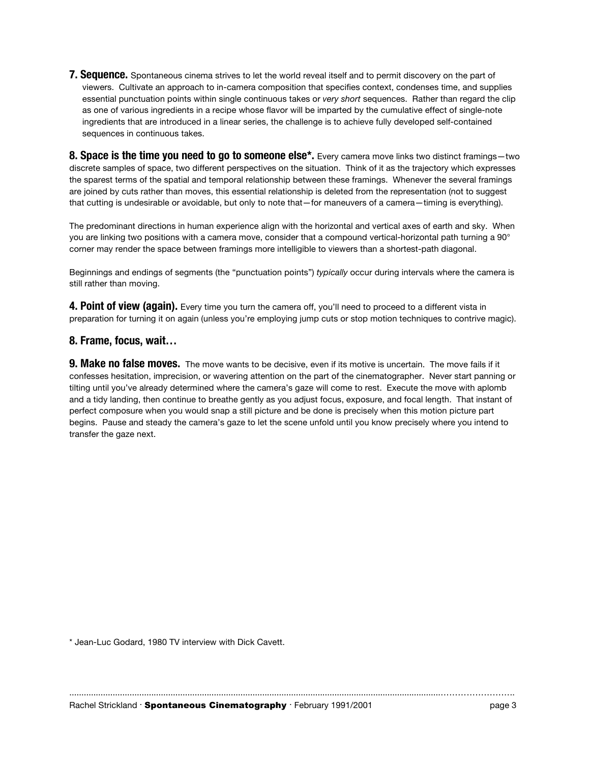**7. Sequence.** Spontaneous cinema strives to let the world reveal itself and to permit discovery on the part of viewers. Cultivate an approach to in-camera composition that specifies context, condenses time, and supplies essential punctuation points within single continuous takes or *very short* sequences. Rather than regard the clip as one of various ingredients in a recipe whose flavor will be imparted by the cumulative effect of single-note ingredients that are introduced in a linear series, the challenge is to achieve fully developed self-contained sequences in continuous takes.

**8. Space is the time you need to go to someone else*.** Every camera move links two distinct framings—two discrete samples of space, two different perspectives on the situation. Think of it as the trajectory which expresses the sparest terms of the spatial and temporal relationship between these framings. Whenever the several framings are joined by cuts rather than moves, this essential relationship is deleted from the representation (not to suggest that cutting is undesirable or avoidable, but only to note that—for maneuvers of a camera—timing is everything).

The predominant directions in human experience align with the horizontal and vertical axes of earth and sky. When you are linking two positions with a camera move, consider that a compound vertical-horizontal path turning a 90° corner may render the space between framings more intelligible to viewers than a shortest-path diagonal.

Beginnings and endings of segments (the "punctuation points") *typically* occur during intervals where the camera is still rather than moving.

**4. Point of view (again).** Every time you turn the camera off, you'll need to proceed to a different vista in preparation for turning it on again (unless you're employing jump cuts or stop motion techniques to contrive magic).

**8. Frame, focus, wait…**

**9. Make no false moves.** The move wants to be decisive, even if its motive is uncertain. The move fails if it confesses hesitation, imprecision, or wavering attention on the part of the cinematographer. Never start panning or tilting until you've already determined where the camera's gaze will come to rest. Execute the move with aplomb and a tidy landing, then continue to breathe gently as you adjust focus, exposure, and focal length. That instant of perfect composure when you would snap a still picture and be done is precisely when this motion picture part begins. Pause and steady the camera's gaze to let the scene unfold until you know precisely where you intend to transfer the gaze next.

\* Jean-Luc Godard, 1980 TV interview with Dick Cavett.